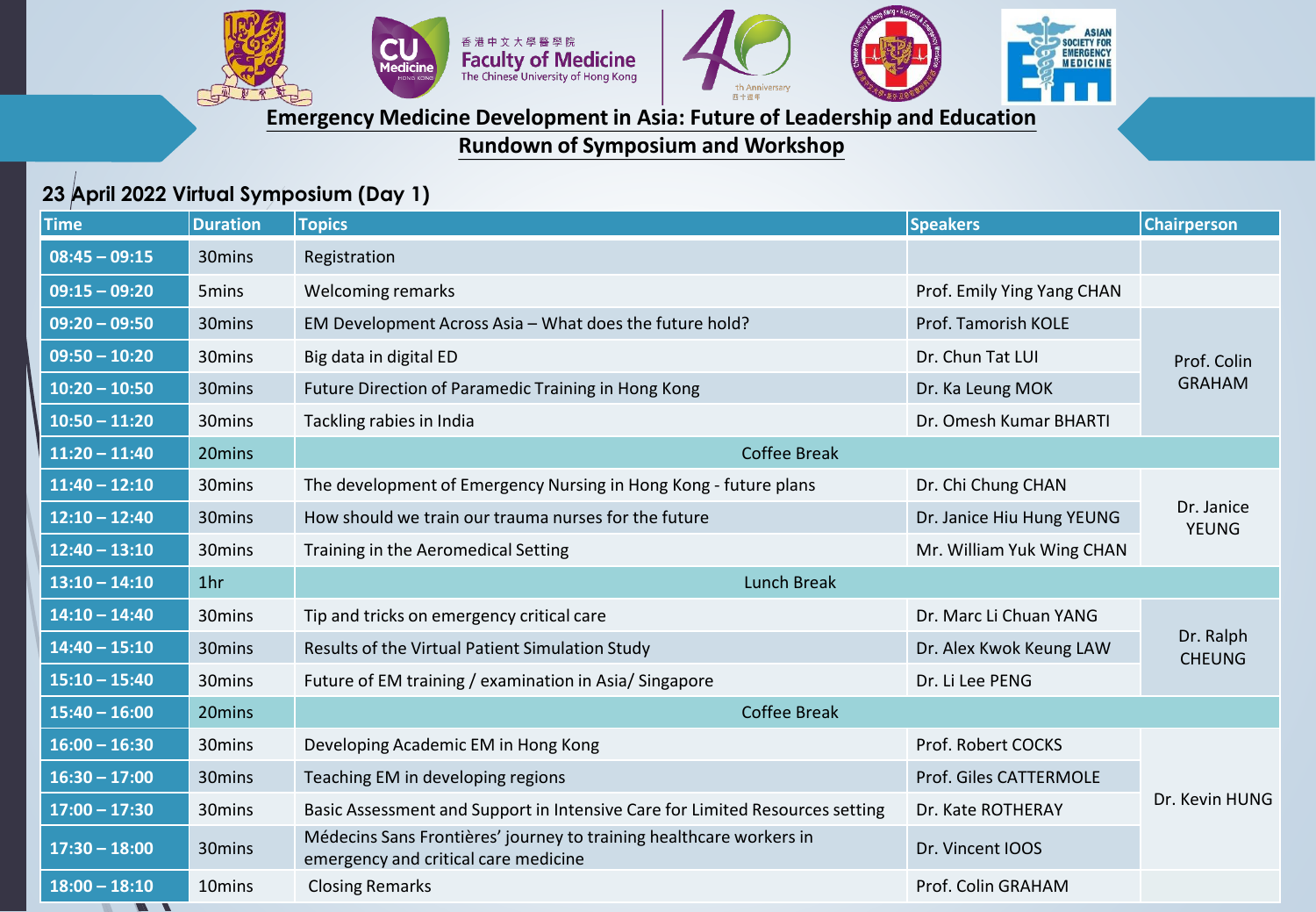# Emergency Medicine Development in Asia: Future of Leadership and Education

## Rundown of Symposium and Workshop

### 23 April 2022 Virtual Symposium (Day 1)

| Time | Duration | Topics | Speakers | Chairperson |
|---|---|---|---|---|
| 08:45 – 09:15 | 30mins | Registration | | |
| 09:15 – 09:20 | 5mins | Welcoming remarks | Prof. Emily Ying Yang CHAN | |
| 09:20 – 09:50 | 30mins | EM Development Across Asia – What does the future hold? | Prof. Tamorish KOLE | Prof. Colin GRAHAM |
| 09:50 – 10:20 | 30mins | Big data in digital ED | Dr. Chun Tat LUI | |
| 10:20 – 10:50 | 30mins | Future Direction of Paramedic Training in Hong Kong | Dr. Ka Leung MOK | |
| 10:50 – 11:20 | 30mins | Tackling rabies in India | Dr. Omesh Kumar BHARTI | |
| 11:20 – 11:40 | 20mins | Coffee Break | | |
| 11:40 – 12:10 | 30mins | The development of Emergency Nursing in Hong Kong - future plans | Dr. Chi Chung CHAN | Dr. Janice YEUNG |
| 12:10 – 12:40 | 30mins | How should we train our trauma nurses for the future | Dr. Janice Hiu Hung YEUNG | |
| 12:40 – 13:10 | 30mins | Training in the Aeromedical Setting | Mr. William Yuk Wing CHAN | |
| 13:10 – 14:10 | 1hr | Lunch Break | | |
| 14:10 – 14:40 | 30mins | Tip and tricks on emergency critical care | Dr. Marc Li Chuan YANG | Dr. Ralph CHEUNG |
| 14:40 – 15:10 | 30mins | Results of the Virtual Patient Simulation Study | Dr. Alex Kwok Keung LAW | |
| 15:10 – 15:40 | 30mins | Future of EM training / examination in Asia/ Singapore | Dr. Li Lee PENG | |
| 15:40 – 16:00 | 20mins | Coffee Break | | |
| 16:00 – 16:30 | 30mins | Developing Academic EM in Hong Kong | Prof. Robert COCKS | Dr. Kevin HUNG |
| 16:30 – 17:00 | 30mins | Teaching EM in developing regions | Prof. Giles CATTERMOLE | |
| 17:00 – 17:30 | 30mins | Basic Assessment and Support in Intensive Care for Limited Resources setting | Dr. Kate ROTHERAY | |
| 17:30 – 18:00 | 30mins | Médecins Sans Frontières' journey to training healthcare workers in emergency and critical care medicine | Dr. Vincent IOOS | |
| 18:00 – 18:10 | 10mins | Closing Remarks | Prof. Colin GRAHAM | |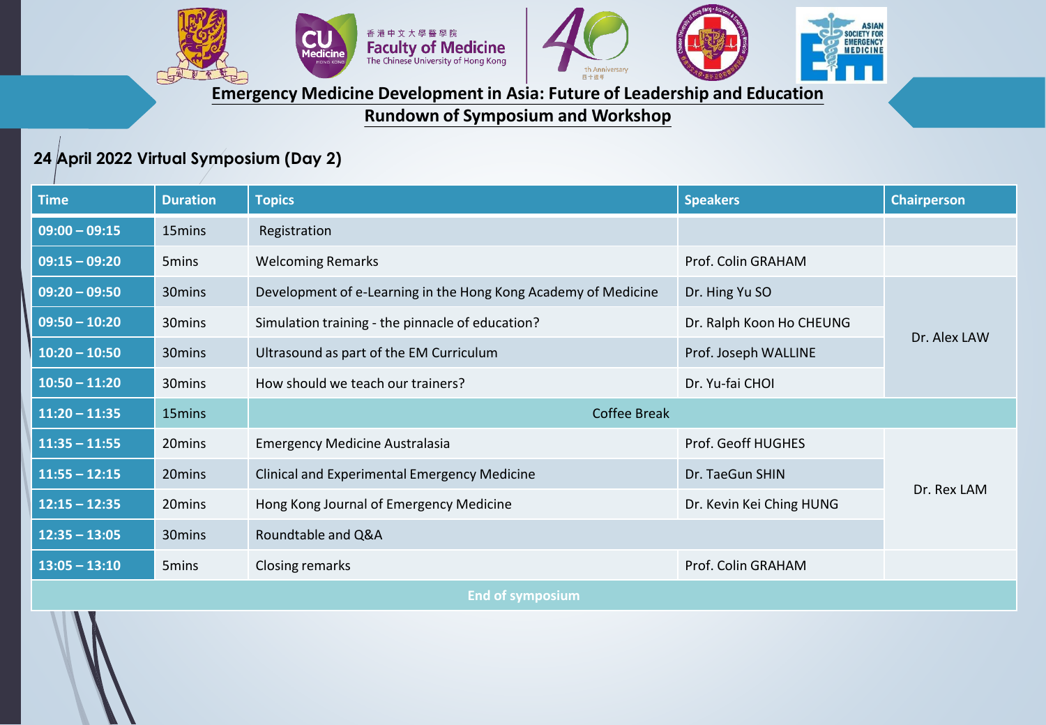# Emergency Medicine Development in Asia: Future of Leadership and Education

## Rundown of Symposium and Workshop

### 24 April 2022 Virtual Symposium (Day 2)

| Time | Duration | Topics | Speakers | Chairperson |
|---|---|---|---|---|
| 09:00 – 09:15 | 15mins | Registration | | |
| 09:15 – 09:20 | 5mins | Welcoming Remarks | Prof. Colin GRAHAM | |
| 09:20 – 09:50 | 30mins | Development of e-Learning in the Hong Kong Academy of Medicine | Dr. Hing Yu SO | Dr. Alex LAW |
| 09:50 – 10:20 | 30mins | Simulation training - the pinnacle of education? | Dr. Ralph Koon Ho CHEUNG | |
| 10:20 – 10:50 | 30mins | Ultrasound as part of the EM Curriculum | Prof. Joseph WALLINE | |
| 10:50 – 11:20 | 30mins | How should we teach our trainers? | Dr. Yu-fai CHOI | |
| 11:20 – 11:35 | 15mins | Coffee Break | | |
| 11:35 – 11:55 | 20mins | Emergency Medicine Australasia | Prof. Geoff HUGHES | Dr. Rex LAM |
| 11:55 – 12:15 | 20mins | Clinical and Experimental Emergency Medicine | Dr. TaeGun SHIN | |
| 12:15 – 12:35 | 20mins | Hong Kong Journal of Emergency Medicine | Dr. Kevin Kei Ching HUNG | |
| 12:35 – 13:05 | 30mins | Roundtable and Q&A | | |
| 13:05 – 13:10 | 5mins | Closing remarks | Prof. Colin GRAHAM | |
| End of symposium | | | | |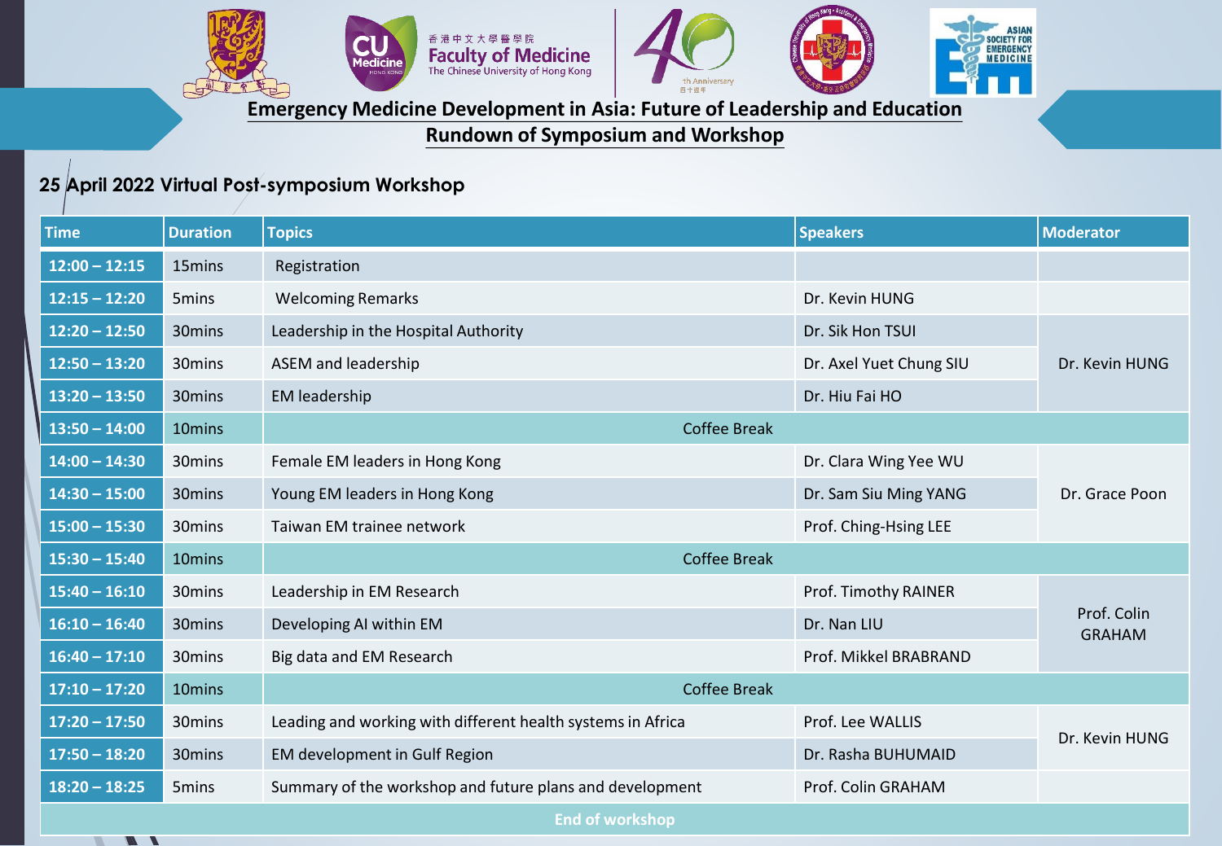# Emergency Medicine Development in Asia: Future of Leadership and Education

## Rundown of Symposium and Workshop

### 25 April 2022 Virtual Post-symposium Workshop

| Time | Duration | Topics | Speakers | Moderator |
|---|---|---|---|---|
| 12:00 – 12:15 | 15mins | Registration | | |
| 12:15 – 12:20 | 5mins | Welcoming Remarks | Dr. Kevin HUNG | |
| 12:20 – 12:50 | 30mins | Leadership in the Hospital Authority | Dr. Sik Hon TSUI | Dr. Kevin HUNG |
| 12:50 – 13:20 | 30mins | ASEM and leadership | Dr. Axel Yuet Chung SIU | |
| 13:20 – 13:50 | 30mins | EM leadership | Dr. Hiu Fai HO | |
| 13:50 – 14:00 | 10mins | Coffee Break | | |
| 14:00 – 14:30 | 30mins | Female EM leaders in Hong Kong | Dr. Clara Wing Yee WU | Dr. Grace Poon |
| 14:30 – 15:00 | 30mins | Young EM leaders in Hong Kong | Dr. Sam Siu Ming YANG | |
| 15:00 – 15:30 | 30mins | Taiwan EM trainee network | Prof. Ching-Hsing LEE | |
| 15:30 – 15:40 | 10mins | Coffee Break | | |
| 15:40 – 16:10 | 30mins | Leadership in EM Research | Prof. Timothy RAINER | Prof. Colin GRAHAM |
| 16:10 – 16:40 | 30mins | Developing AI within EM | Dr. Nan LIU | |
| 16:40 – 17:10 | 30mins | Big data and EM Research | Prof. Mikkel BRABRAND | |
| 17:10 – 17:20 | 10mins | Coffee Break | | |
| 17:20 – 17:50 | 30mins | Leading and working with different health systems in Africa | Prof. Lee WALLIS | Dr. Kevin HUNG |
| 17:50 – 18:20 | 30mins | EM development in Gulf Region | Dr. Rasha BUHUMAID | |
| 18:20 – 18:25 | 5mins | Summary of the workshop and future plans and development | Prof. Colin GRAHAM | |
| End of workshop | | | | |